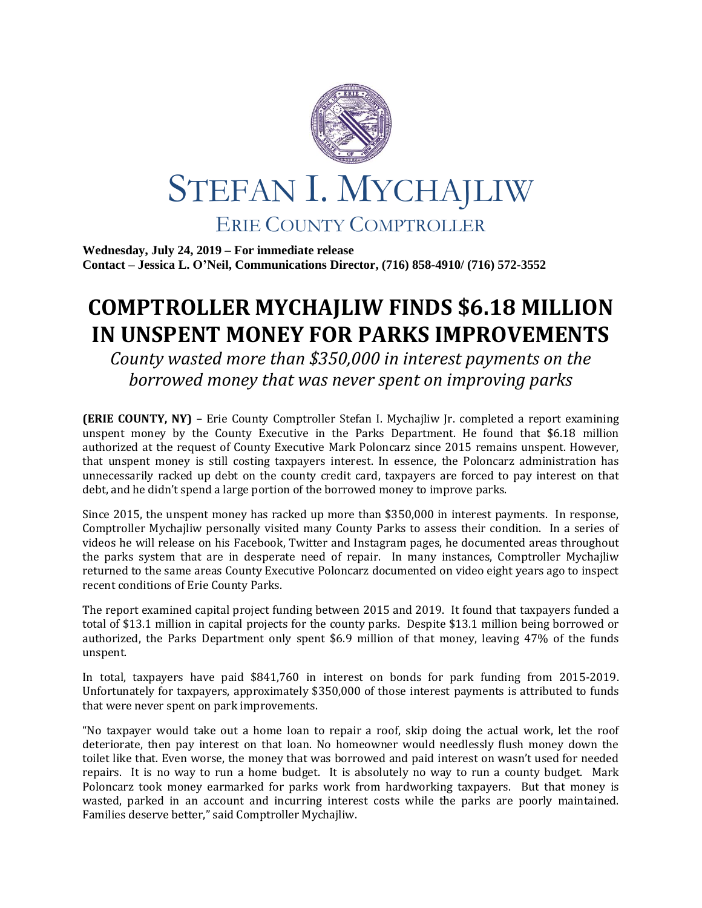# STEFAN I. MYCHAJLIW

## ERIE COUNTY COMPTROLLER

**Wednesday, July 24, 2019 – For immediate release**
**Contact – Jessica L. O'Neil, Communications Director, (716) 858-4910/ (716) 572-3552**

# COMPTROLLER MYCHAJLIW FINDS $6.18 MILLION IN UNSPENT MONEY FOR PARKS IMPROVEMENTS

*County wasted more than $350,000 in interest payments on the borrowed money that was never spent on improving parks*

**(ERIE COUNTY, NY) –** Erie County Comptroller Stefan I. Mychajliw Jr. completed a report examining unspent money by the County Executive in the Parks Department. He found that $6.18 million authorized at the request of County Executive Mark Poloncarz since 2015 remains unspent. However, that unspent money is still costing taxpayers interest. In essence, the Poloncarz administration has unnecessarily racked up debt on the county credit card, taxpayers are forced to pay interest on that debt, and he didn't spend a large portion of the borrowed money to improve parks.

Since 2015, the unspent money has racked up more than $350,000 in interest payments. In response, Comptroller Mychajliw personally visited many County Parks to assess their condition. In a series of videos he will release on his Facebook, Twitter and Instagram pages, he documented areas throughout the parks system that are in desperate need of repair. In many instances, Comptroller Mychajliw returned to the same areas County Executive Poloncarz documented on video eight years ago to inspect recent conditions of Erie County Parks.

The report examined capital project funding between 2015 and 2019. It found that taxpayers funded a total of $13.1 million in capital projects for the county parks. Despite $13.1 million being borrowed or authorized, the Parks Department only spent $6.9 million of that money, leaving 47% of the funds unspent.

In total, taxpayers have paid $841,760 in interest on bonds for park funding from 2015-2019. Unfortunately for taxpayers, approximately $350,000 of those interest payments is attributed to funds that were never spent on park improvements.

"No taxpayer would take out a home loan to repair a roof, skip doing the actual work, let the roof deteriorate, then pay interest on that loan. No homeowner would needlessly flush money down the toilet like that. Even worse, the money that was borrowed and paid interest on wasn't used for needed repairs. It is no way to run a home budget. It is absolutely no way to run a county budget. Mark Poloncarz took money earmarked for parks work from hardworking taxpayers. But that money is wasted, parked in an account and incurring interest costs while the parks are poorly maintained. Families deserve better," said Comptroller Mychajliw.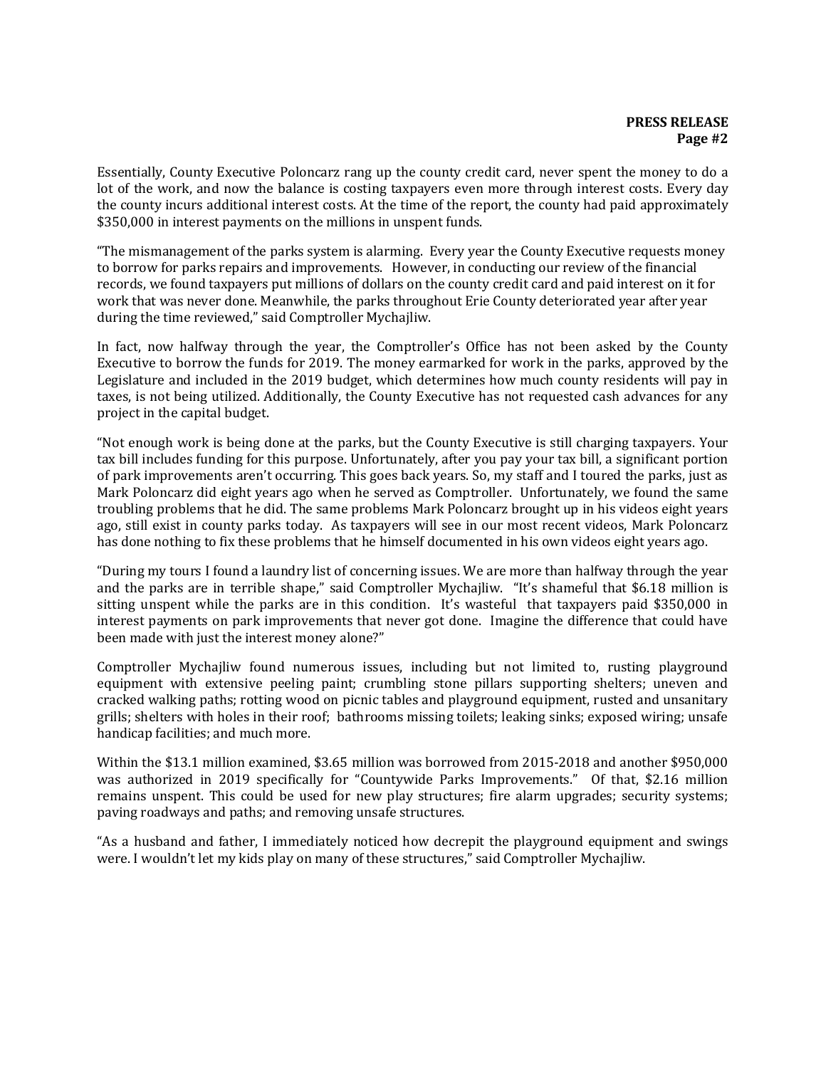Essentially, County Executive Poloncarz rang up the county credit card, never spent the money to do a lot of the work, and now the balance is costing taxpayers even more through interest costs. Every day the county incurs additional interest costs. At the time of the report, the county had paid approximately $350,000 in interest payments on the millions in unspent funds.

"The mismanagement of the parks system is alarming. Every year the County Executive requests money to borrow for parks repairs and improvements. However, in conducting our review of the financial records, we found taxpayers put millions of dollars on the county credit card and paid interest on it for work that was never done. Meanwhile, the parks throughout Erie County deteriorated year after year during the time reviewed," said Comptroller Mychajliw.

In fact, now halfway through the year, the Comptroller's Office has not been asked by the County Executive to borrow the funds for 2019. The money earmarked for work in the parks, approved by the Legislature and included in the 2019 budget, which determines how much county residents will pay in taxes, is not being utilized. Additionally, the County Executive has not requested cash advances for any project in the capital budget.

"Not enough work is being done at the parks, but the County Executive is still charging taxpayers. Your tax bill includes funding for this purpose. Unfortunately, after you pay your tax bill, a significant portion of park improvements aren't occurring. This goes back years. So, my staff and I toured the parks, just as Mark Poloncarz did eight years ago when he served as Comptroller. Unfortunately, we found the same troubling problems that he did. The same problems Mark Poloncarz brought up in his videos eight years ago, still exist in county parks today. As taxpayers will see in our most recent videos, Mark Poloncarz has done nothing to fix these problems that he himself documented in his own videos eight years ago.

"During my tours I found a laundry list of concerning issues. We are more than halfway through the year and the parks are in terrible shape," said Comptroller Mychajliw. "It's shameful that $6.18 million is sitting unspent while the parks are in this condition. It's wasteful that taxpayers paid $350,000 in interest payments on park improvements that never got done. Imagine the difference that could have been made with just the interest money alone?"

Comptroller Mychajliw found numerous issues, including but not limited to, rusting playground equipment with extensive peeling paint; crumbling stone pillars supporting shelters; uneven and cracked walking paths; rotting wood on picnic tables and playground equipment, rusted and unsanitary grills; shelters with holes in their roof; bathrooms missing toilets; leaking sinks; exposed wiring; unsafe handicap facilities; and much more.

Within the $13.1 million examined, $3.65 million was borrowed from 2015-2018 and another $950,000 was authorized in 2019 specifically for "Countywide Parks Improvements." Of that, $2.16 million remains unspent. This could be used for new play structures; fire alarm upgrades; security systems; paving roadways and paths; and removing unsafe structures.

"As a husband and father, I immediately noticed how decrepit the playground equipment and swings were. I wouldn't let my kids play on many of these structures," said Comptroller Mychajliw.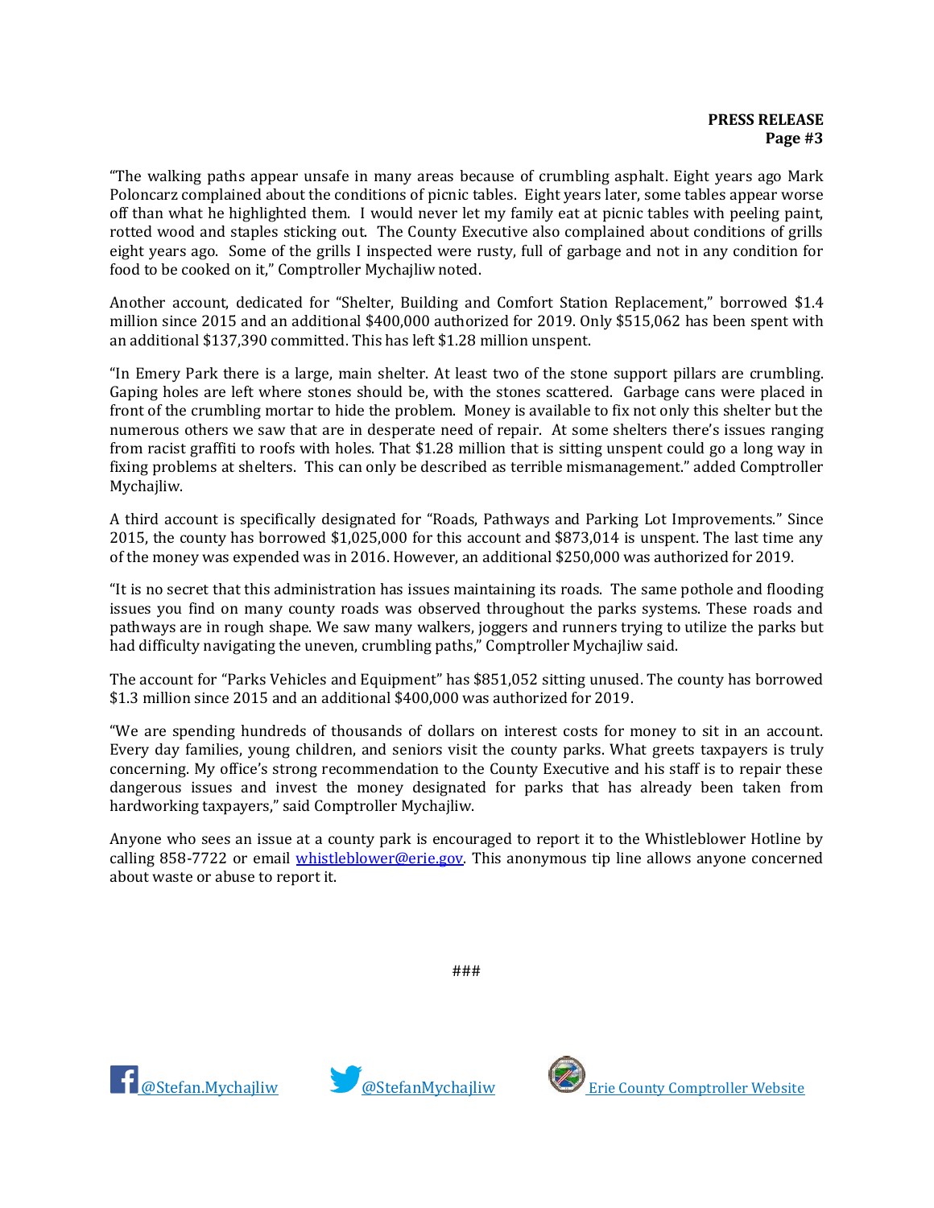"The walking paths appear unsafe in many areas because of crumbling asphalt. Eight years ago Mark Poloncarz complained about the conditions of picnic tables. Eight years later, some tables appear worse off than what he highlighted them. I would never let my family eat at picnic tables with peeling paint, rotted wood and staples sticking out. The County Executive also complained about conditions of grills eight years ago. Some of the grills I inspected were rusty, full of garbage and not in any condition for food to be cooked on it," Comptroller Mychajliw noted.

Another account, dedicated for "Shelter, Building and Comfort Station Replacement," borrowed $1.4 million since 2015 and an additional $400,000 authorized for 2019. Only $515,062 has been spent with an additional $137,390 committed. This has left $1.28 million unspent.

"In Emery Park there is a large, main shelter. At least two of the stone support pillars are crumbling. Gaping holes are left where stones should be, with the stones scattered. Garbage cans were placed in front of the crumbling mortar to hide the problem. Money is available to fix not only this shelter but the numerous others we saw that are in desperate need of repair. At some shelters there's issues ranging from racist graffiti to roofs with holes. That $1.28 million that is sitting unspent could go a long way in fixing problems at shelters. This can only be described as terrible mismanagement." added Comptroller Mychajliw.

A third account is specifically designated for "Roads, Pathways and Parking Lot Improvements." Since 2015, the county has borrowed $1,025,000 for this account and $873,014 is unspent. The last time any of the money was expended was in 2016. However, an additional $250,000 was authorized for 2019.

"It is no secret that this administration has issues maintaining its roads. The same pothole and flooding issues you find on many county roads was observed throughout the parks systems. These roads and pathways are in rough shape. We saw many walkers, joggers and runners trying to utilize the parks but had difficulty navigating the uneven, crumbling paths," Comptroller Mychajliw said.

The account for "Parks Vehicles and Equipment" has $851,052 sitting unused. The county has borrowed $1.3 million since 2015 and an additional $400,000 was authorized for 2019.

"We are spending hundreds of thousands of dollars on interest costs for money to sit in an account. Every day families, young children, and seniors visit the county parks. What greets taxpayers is truly concerning. My office's strong recommendation to the County Executive and his staff is to repair these dangerous issues and invest the money designated for parks that has already been taken from hardworking taxpayers," said Comptroller Mychajliw.

Anyone who sees an issue at a county park is encouraged to report it to the Whistleblower Hotline by calling 858-7722 or email [whistleblower@erie.gov](mailto:whistleblower@erie.gov). This anonymous tip line allows anyone concerned about waste or abuse to report it.

###

@Stefan.Mychajliw @StefanMychajliw Erie County Comptroller Website